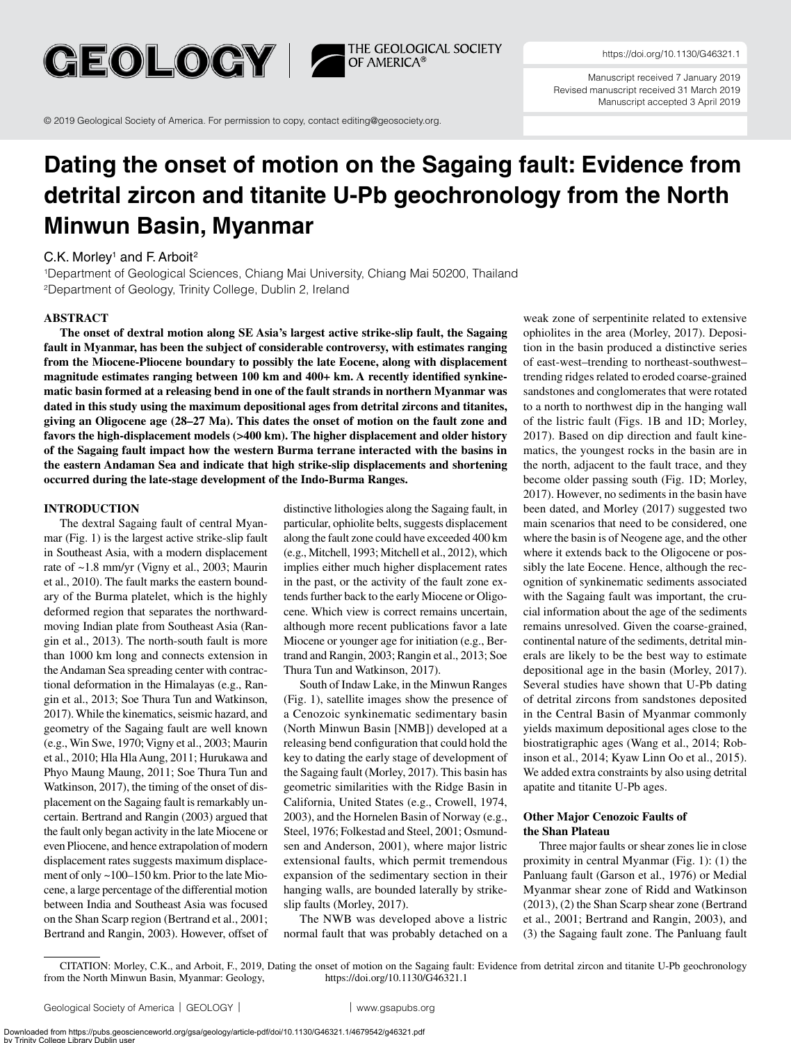# Dating the onset of motion on the Sagaing fault: Evidence from detrital zircon and titanite U-Pb geochronology from the North Minwun Basin, Myanmar

C.K. Morley[1] and F. Arboit[2]

[1]Department of Geological Sciences, Chiang Mai University, Chiang Mai 50200, Thailand
[2]Department of Geology, Trinity College, Dublin 2, Ireland

## ABSTRACT

**The onset of dextral motion along SE Asia's largest active strike-slip fault, the Sagaing fault in Myanmar, has been the subject of considerable controversy, with estimates ranging from the Miocene-Pliocene boundary to possibly the late Eocene, along with displacement magnitude estimates ranging between 100 km and 400+ km. A recently identified synkinematic basin formed at a releasing bend in one of the fault strands in northern Myanmar was dated in this study using the maximum depositional ages from detrital zircons and titanites, giving an Oligocene age (28–27 Ma). This dates the onset of motion on the fault zone and favors the high-displacement models (>400 km). The higher displacement and older history of the Sagaing fault impact how the western Burma terrane interacted with the basins in the eastern Andaman Sea and indicate that high strike-slip displacements and shortening occurred during the late-stage development of the Indo-Burma Ranges.**

## INTRODUCTION

The dextral Sagaing fault of central Myanmar (Fig. 1) is the largest active strike-slip fault in Southeast Asia, with a modern displacement rate of ~1.8 mm/yr (Vigny et al., 2003; Maurin et al., 2010). The fault marks the eastern boundary of the Burma platelet, which is the highly deformed region that separates the northward-moving Indian plate from Southeast Asia (Rangin et al., 2013). The north-south fault is more than 1000 km long and connects extension in the Andaman Sea spreading center with contractional deformation in the Himalayas (e.g., Rangin et al., 2013; Soe Thura Tun and Watkinson, 2017). While the kinematics, seismic hazard, and geometry of the Sagaing fault are well known (e.g., Win Swe, 1970; Vigny et al., 2003; Maurin et al., 2010; Hla Hla Aung, 2011; Hurukawa and Phyo Maung Maung, 2011; Soe Thura Tun and Watkinson, 2017), the timing of the onset of displacement on the Sagaing fault is remarkably uncertain. Bertrand and Rangin (2003) argued that the fault only began activity in the late Miocene or even Pliocene, and hence extrapolation of modern displacement rates suggests maximum displacement of only ~100–150 km. Prior to the late Miocene, a large percentage of the differential motion between India and Southeast Asia was focused on the Shan Scarp region (Bertrand et al., 2001; Bertrand and Rangin, 2003). However, offset of distinctive lithologies along the Sagaing fault, in particular, ophiolite belts, suggests displacement along the fault zone could have exceeded 400 km (e.g., Mitchell, 1993; Mitchell et al., 2012), which implies either much higher displacement rates in the past, or the activity of the fault zone extends further back to the early Miocene or Oligocene. Which view is correct remains uncertain, although more recent publications favor a late Miocene or younger age for initiation (e.g., Bertrand and Rangin, 2003; Rangin et al., 2013; Soe Thura Tun and Watkinson, 2017).

South of Indaw Lake, in the Minwun Ranges (Fig. 1), satellite images show the presence of a Cenozoic synkinematic sedimentary basin (North Minwun Basin [NMB]) developed at a releasing bend configuration that could hold the key to dating the early stage of development of the Sagaing fault (Morley, 2017). This basin has geometric similarities with the Ridge Basin in California, United States (e.g., Crowell, 1974, 2003), and the Hornelen Basin of Norway (e.g., Steel, 1976; Folkestad and Steel, 2001; Osmundsen and Anderson, 2001), where major listric extensional faults, which permit tremendous expansion of the sedimentary section in their hanging walls, are bounded laterally by strike-slip faults (Morley, 2017).

The NWB was developed above a listric normal fault that was probably detached on a weak zone of serpentinite related to extensive ophiolites in the area (Morley, 2017). Deposition in the basin produced a distinctive series of east-west–trending to northeast-southwest–trending ridges related to eroded coarse-grained sandstones and conglomerates that were rotated to a north to northwest dip in the hanging wall of the listric fault (Figs. 1B and 1D; Morley, 2017). Based on dip direction and fault kinematics, the youngest rocks in the basin are in the north, adjacent to the fault trace, and they become older passing south (Fig. 1D; Morley, 2017). However, no sediments in the basin have been dated, and Morley (2017) suggested two main scenarios that need to be considered, one where the basin is of Neogene age, and the other where it extends back to the Oligocene or possibly the late Eocene. Hence, although the recognition of synkinematic sediments associated with the Sagaing fault was important, the crucial information about the age of the sediments remains unresolved. Given the coarse-grained, continental nature of the sediments, detrital minerals are likely to be the best way to estimate depositional age in the basin (Morley, 2017). Several studies have shown that U-Pb dating of detrital zircons from sandstones deposited in the Central Basin of Myanmar commonly yields maximum depositional ages close to the biostratigraphic ages (Wang et al., 2014; Robinson et al., 2014; Kyaw Linn Oo et al., 2015). We added extra constraints by also using detrital apatite and titanite U-Pb ages.

### Other Major Cenozoic Faults of the Shan Plateau

Three major faults or shear zones lie in close proximity in central Myanmar (Fig. 1): (1) the Panluang fault (Garson et al., 1976) or Medial Myanmar shear zone of Ridd and Watkinson (2013), (2) the Shan Scarp shear zone (Bertrand et al., 2001; Bertrand and Rangin, 2003), and (3) the Sagaing fault zone. The Panluang fault

CITATION: Morley, C.K., and Arboit, F., 2019, Dating the onset of motion on the Sagaing fault: Evidence from detrital zircon and titanite U-Pb geochronology from the North Minwun Basin, Myanmar: Geology, https://doi.org/10.1130/G46321.1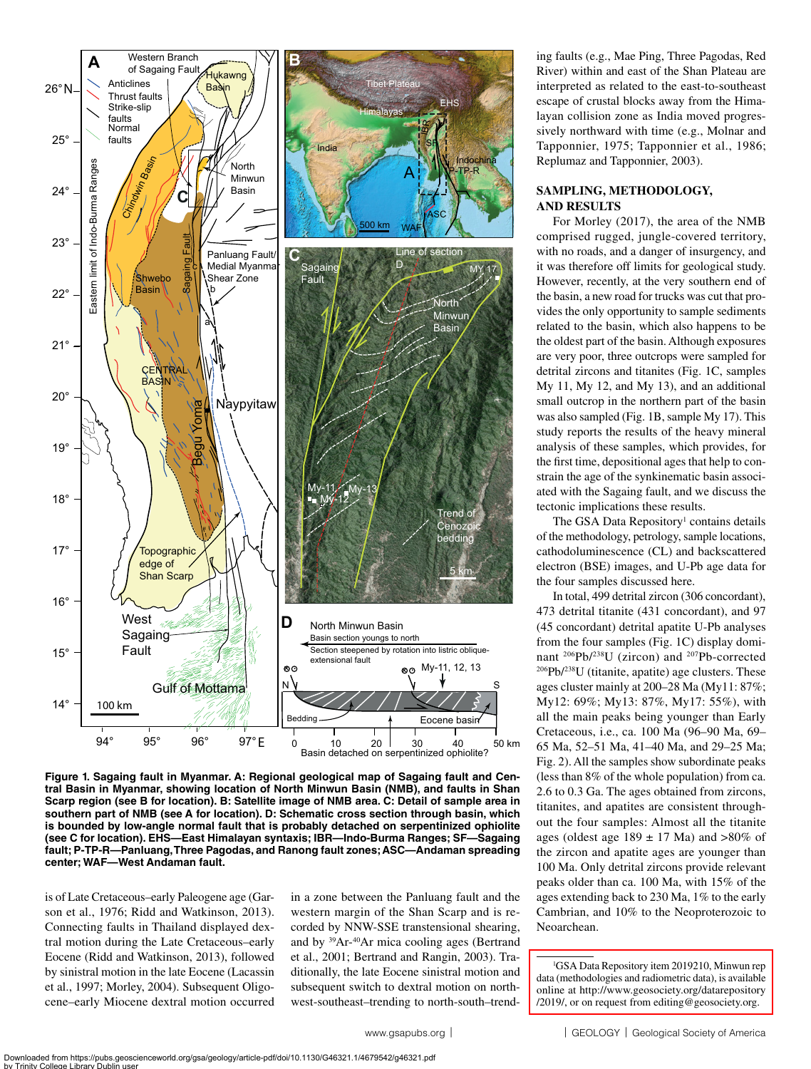**Figure 1. Sagaing fault in Myanmar. A: Regional geological map of Sagaing fault and Central Basin in Myanmar, showing location of North Minwun Basin (NMB), and faults in Shan Scarp region (see B for location). B: Satellite image of NMB area. C: Detail of sample area in southern part of NMB (see A for location). D: Schematic cross section through basin, which is bounded by low-angle normal fault that is probably detached on serpentinized ophiolite (see C for location). EHS—East Himalayan syntaxis; IBR—Indo-Burma Ranges; SF—Sagaing fault; P-TP-R—Panluang, Three Pagodas, and Ranong fault zones; ASC—Andaman spreading center; WAF—West Andaman fault.**

is of Late Cretaceous–early Paleogene age (Garson et al., 1976; Ridd and Watkinson, 2013). Connecting faults in Thailand displayed dextral motion during the Late Cretaceous–early Eocene (Ridd and Watkinson, 2013), followed by sinistral motion in the late Eocene (Lacassin et al., 1997; Morley, 2004). Subsequent Oligocene–early Miocene dextral motion occurred in a zone between the Panluang fault and the western margin of the Shan Scarp and is recorded by NNW-SSE transtensional shearing, and by $^{39}Ar$-$^{40}Ar$ mica cooling ages (Bertrand et al., 2001; Bertrand and Rangin, 2003). Traditionally, the late Eocene sinistral motion and subsequent switch to dextral motion on northwest-southeast–trending to north-south–trending faults (e.g., Mae Ping, Three Pagodas, Red River) within and east of the Shan Plateau are interpreted as related to the east-to-southeast escape of crustal blocks away from the Himalayan collision zone as India moved progressively northward with time (e.g., Molnar and Tapponnier, 1975; Tapponnier et al., 1986; Replumaz and Tapponnier, 2003).

## SAMPLING, METHODOLOGY, AND RESULTS

For Morley (2017), the area of the NMB comprised rugged, jungle-covered territory, with no roads, and a danger of insurgency, and it was therefore off limits for geological study. However, recently, at the very southern end of the basin, a new road for trucks was cut that provides the only opportunity to sample sediments related to the basin, which also happens to be the oldest part of the basin. Although exposures are very poor, three outcrops were sampled for detrital zircons and titanites (Fig. 1C, samples My 11, My 12, and My 13), and an additional small outcrop in the northern part of the basin was also sampled (Fig. 1B, sample My 17). This study reports the results of the heavy mineral analysis of these samples, which provides, for the first time, depositional ages that help to constrain the age of the synkinematic basin associated with the Sagaing fault, and we discuss the tectonic implications these results.

The GSA Data Repository[1] contains details of the methodology, petrology, sample locations, cathodoluminescence (CL) and backscattered electron (BSE) images, and U-Pb age data for the four samples discussed here.

In total, 499 detrital zircon (306 concordant), 473 detrital titanite (431 concordant), and 97 (45 concordant) detrital apatite U-Pb analyses were obtained. The four samples (Fig. 1C) display dominant $^{206}Pb/^{238}U$ (zircon) and $^{207}Pb$-corrected $^{206}Pb/^{238}U$ (titanite, apatite) age clusters. These ages cluster mainly at 200–28 Ma (My11: 87%; My12: 69%; My13: 87%, My17: 55%), with all the main peaks being younger than Early Cretaceous, i.e., ca. 100 Ma (96–90 Ma, 69–65 Ma, 52–51 Ma, 41–40 Ma, and 29–25 Ma; Fig. 2). All the samples show subordinate peaks (less than 8% of the whole population) from ca. 2.6 to 0.3 Ga. The ages obtained from zircons, titanites, and apatites are consistent throughout the four samples: Almost all the titanite ages (oldest age 189 ± 17 Ma) and >80% of the zircon and apatite ages are younger than 100 Ma. Only detrital zircons provide relevant peaks older than ca. 100 Ma, with 15% of the ages extending back to 230 Ma, 1% to the early Cambrian, and 10% to the Neoproterozoic to Neoarchean.

[1]GSA Data Repository item 2019210, Minwun rep data (methodologies and radiometric data), is available online at http://www.geosociety.org/datarepository/2019/, or on request from editing@geosociety.org.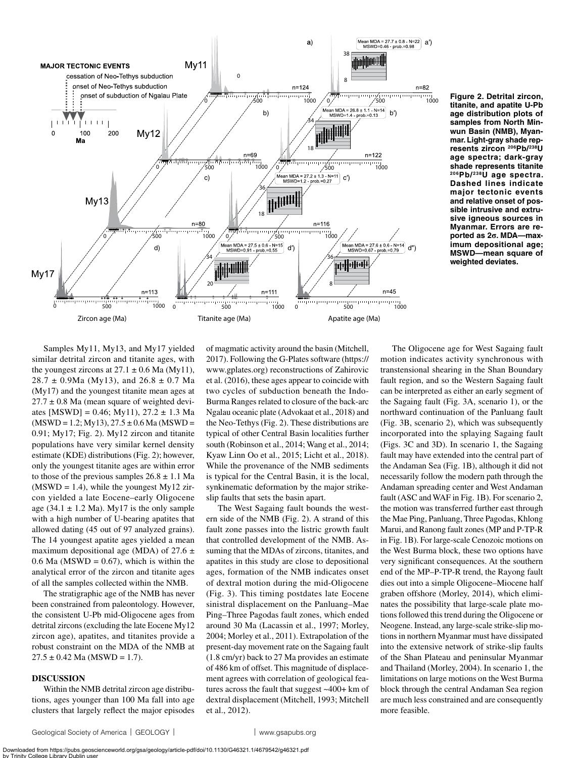Figure 2. Detrital zircon, titanite, and apatite U-Pb age distribution plots of samples from North Minwun Basin (NMB), Myanmar. Light-gray shade represents zircon $^{206}Pb/^{238}U$ age spectra; dark-gray shade represents titanite $^{206}Pb/^{238}U$ age spectra. Dashed lines indicate major tectonic events and relative onset of possible intrusive and extrusive igneous sources in Myanmar. Errors are reported as 2σ. MDA—maximum depositional age; MSWD—mean square of weighted deviates.

Samples My11, My13, and My17 yielded similar detrital zircon and titanite ages, with the youngest zircons at 27.1 ± 0.6 Ma (My11), 28.7 ± 0.9Ma (My13), and 26.8 ± 0.7 Ma (My17) and the youngest titanite mean ages at 27.7 ± 0.8 Ma (mean square of weighted deviates [MSWD] = 0.46; My11), 27.2 ± 1.3 Ma (MSWD = 1.2; My13), 27.5 ± 0.6 Ma (MSWD = 0.91; My17; Fig. 2). My12 zircon and titanite populations have very similar kernel density estimate (KDE) distributions (Fig. 2); however, only the youngest titanite ages are within error to those of the previous samples 26.8 ± 1.1 Ma (MSWD = 1.4), while the youngest My12 zircon yielded a late Eocene–early Oligocene age (34.1 ± 1.2 Ma). My17 is the only sample with a high number of U-bearing apatites that allowed dating (45 out of 97 analyzed grains). The 14 youngest apatite ages yielded a mean maximum depositional age (MDA) of 27.6 ± 0.6 Ma (MSWD = 0.67), which is within the analytical error of the zircon and titanite ages of all the samples collected within the NMB.

The stratigraphic age of the NMB has never been constrained from paleontology. However, the consistent U-Pb mid-Oligocene ages from detrital zircons (excluding the late Eocene My12 zircon age), apatites, and titanites provide a robust constraint on the MDA of the NMB at 27.5 ± 0.42 Ma (MSWD = 1.7).

## DISCUSSION

Within the NMB detrital zircon age distributions, ages younger than 100 Ma fall into age clusters that largely reflect the major episodes of magmatic activity around the basin (Mitchell, 2017). Following the G-Plates software (https://www.gplates.org) reconstructions of Zahirovic et al. (2016), these ages appear to coincide with two cycles of subduction beneath the Indo-Burma Ranges related to closure of the back-arc Ngalau oceanic plate (Advokaat et al., 2018) and the Neo-Tethys (Fig. 2). These distributions are typical of other Central Basin localities further south (Robinson et al., 2014; Wang et al., 2014; Kyaw Linn Oo et al., 2015; Licht et al., 2018). While the provenance of the NMB sediments is typical for the Central Basin, it is the local, synkinematic deformation by the major strike-slip faults that sets the basin apart.

The West Sagaing fault bounds the western side of the NMB (Fig. 2). A strand of this fault zone passes into the listric growth fault that controlled development of the NMB. Assuming that the MDAs of zircons, titanites, and apatites in this study are close to depositional ages, formation of the NMB indicates onset of dextral motion during the mid-Oligocene (Fig. 3). This timing postdates late Eocene sinistral displacement on the Panluang–Mae Ping–Three Pagodas fault zones, which ended around 30 Ma (Lacassin et al., 1997; Morley, 2004; Morley et al., 2011). Extrapolation of the present-day movement rate on the Sagaing fault (1.8 cm/yr) back to 27 Ma provides an estimate of 486 km of offset. This magnitude of displacement agrees with correlation of geological features across the fault that suggest ~400+ km of dextral displacement (Mitchell, 1993; Mitchell et al., 2012).

The Oligocene age for West Sagaing fault motion indicates activity synchronous with transtensional shearing in the Shan Boundary fault region, and so the Western Sagaing fault can be interpreted as either an early segment of the Sagaing fault (Fig. 3A, scenario 1), or the northward continuation of the Panluang fault (Fig. 3B, scenario 2), which was subsequently incorporated into the splaying Sagaing fault (Figs. 3C and 3D). In scenario 1, the Sagaing fault may have extended into the central part of the Andaman Sea (Fig. 1B), although it did not necessarily follow the modern path through the Andaman spreading center and West Andaman fault (ASC and WAF in Fig. 1B). For scenario 2, the motion was transferred further east through the Mae Ping, Panluang, Three Pagodas, Khlong Marui, and Ranong fault zones (MP and P-TP-R in Fig. 1B). For large-scale Cenozoic motions on the West Burma block, these two options have very significant consequences. At the southern end of the MP–P-TP-R trend, the Rayong fault dies out into a simple Oligocene–Miocene half graben offshore (Morley, 2014), which eliminates the possibility that large-scale plate motions followed this trend during the Oligocene or Neogene. Instead, any large-scale strike-slip motions in northern Myanmar must have dissipated into the extensive network of strike-slip faults of the Shan Plateau and peninsular Myanmar and Thailand (Morley, 2004). In scenario 1, the limitations on large motions on the West Burma block through the central Andaman Sea region are much less constrained and are consequently more feasible.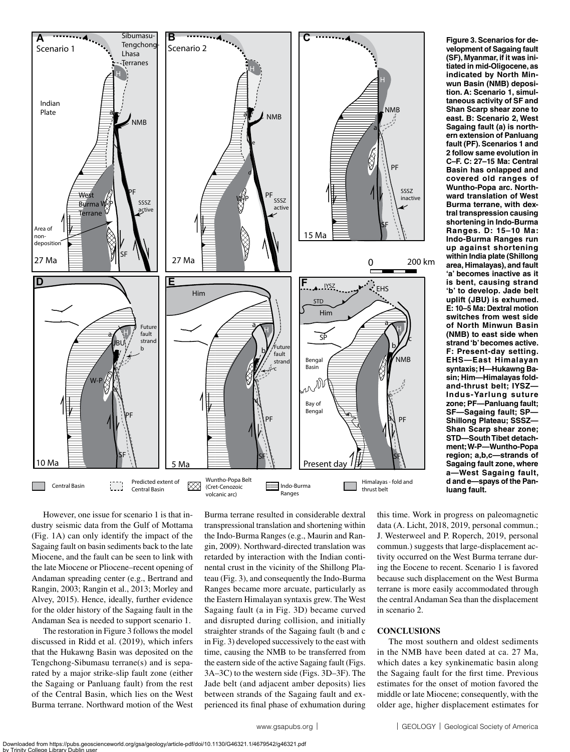Figure 3. Scenarios for development of Sagaing fault (SF), Myanmar, if it was initiated in mid-Oligocene, as indicated by North Minwun Basin (NMB) deposition. A: Scenario 1, simultaneous activity of SF and Shan Scarp shear zone to east. B: Scenario 2, West Sagaing fault (a) is northern extension of Panluang fault (PF). Scenarios 1 and 2 follow same evolution in C–F. C: 27–15 Ma: Central Basin has onlapped and covered old ranges of Wuntho-Popa arc. Northward translation of West Burma terrane, with dextral transpression causing shortening in Indo-Burma Ranges. D: 15–10 Ma: Indo-Burma Ranges run up against shortening within India plate (Shillong area, Himalayas), and fault 'a' becomes inactive as it is bent, causing strand 'b' to develop. Jade belt uplift (JBU) is exhumed. E: 10–5 Ma: Dextral motion switches from west side of North Minwun Basin (NMB) to east side when strand 'b' becomes active. F: Present-day setting. EHS—East Himalayan syntaxis; H—Hukawng Basin; Him—Himalayas fold-and-thrust belt; IYSZ—Indus-Yarlung suture zone; PF—Panluang fault; SF—Sagaing fault; SP—Shillong Plateau; SSSZ—Shan Scarp shear zone; STD—South Tibet detachment; W-P—Wuntho-Popa region; a,b,c—strands of Sagaing fault zone, where a—West Sagaing fault, d and e—spays of the Panluang fault.

However, one issue for scenario 1 is that industry seismic data from the Gulf of Mottama (Fig. 1A) can only identify the impact of the Sagaing fault on basin sediments back to the late Miocene, and the fault can be seen to link with the late Miocene or Pliocene–recent opening of Andaman spreading center (e.g., Bertrand and Rangin, 2003; Rangin et al., 2013; Morley and Alvey, 2015). Hence, ideally, further evidence for the older history of the Sagaing fault in the Andaman Sea is needed to support scenario 1.

The restoration in Figure 3 follows the model discussed in Ridd et al. (2019), which infers that the Hukawng Basin was deposited on the Tengchong-Sibumasu terrane(s) and is separated by a major strike-slip fault zone (either the Sagaing or Panluang fault) from the rest of the Central Basin, which lies on the West Burma terrane. Northward motion of the West Burma terrane resulted in considerable dextral transpressional translation and shortening within the Indo-Burma Ranges (e.g., Maurin and Rangin, 2009). Northward-directed translation was retarded by interaction with the Indian continental crust in the vicinity of the Shillong Plateau (Fig. 3), and consequently the Indo-Burma Ranges became more arcuate, particularly as the Eastern Himalayan syntaxis grew. The West Sagaing fault (a in Fig. 3D) became curved and disrupted during collision, and initially straighter strands of the Sagaing fault (b and c in Fig. 3) developed successively to the east with time, causing the NMB to be transferred from the eastern side of the active Sagaing fault (Figs. 3A–3C) to the western side (Figs. 3D–3F). The Jade belt (and adjacent amber deposits) lies between strands of the Sagaing fault and experienced its final phase of exhumation during this time. Work in progress on paleomagnetic data (A. Licht, 2018, 2019, personal commun.; J. Westerweel and P. Roperch, 2019, personal commun.) suggests that large-displacement activity occurred on the West Burma terrane during the Eocene to recent. Scenario 1 is favored because such displacement on the West Burma terrane is more easily accommodated through the central Andaman Sea than the displacement in scenario 2.

## CONCLUSIONS

The most southern and oldest sediments in the NMB have been dated at ca. 27 Ma, which dates a key synkinematic basin along the Sagaing fault for the first time. Previous estimates for the onset of motion favored the middle or late Miocene; consequently, with the older age, higher displacement estimates for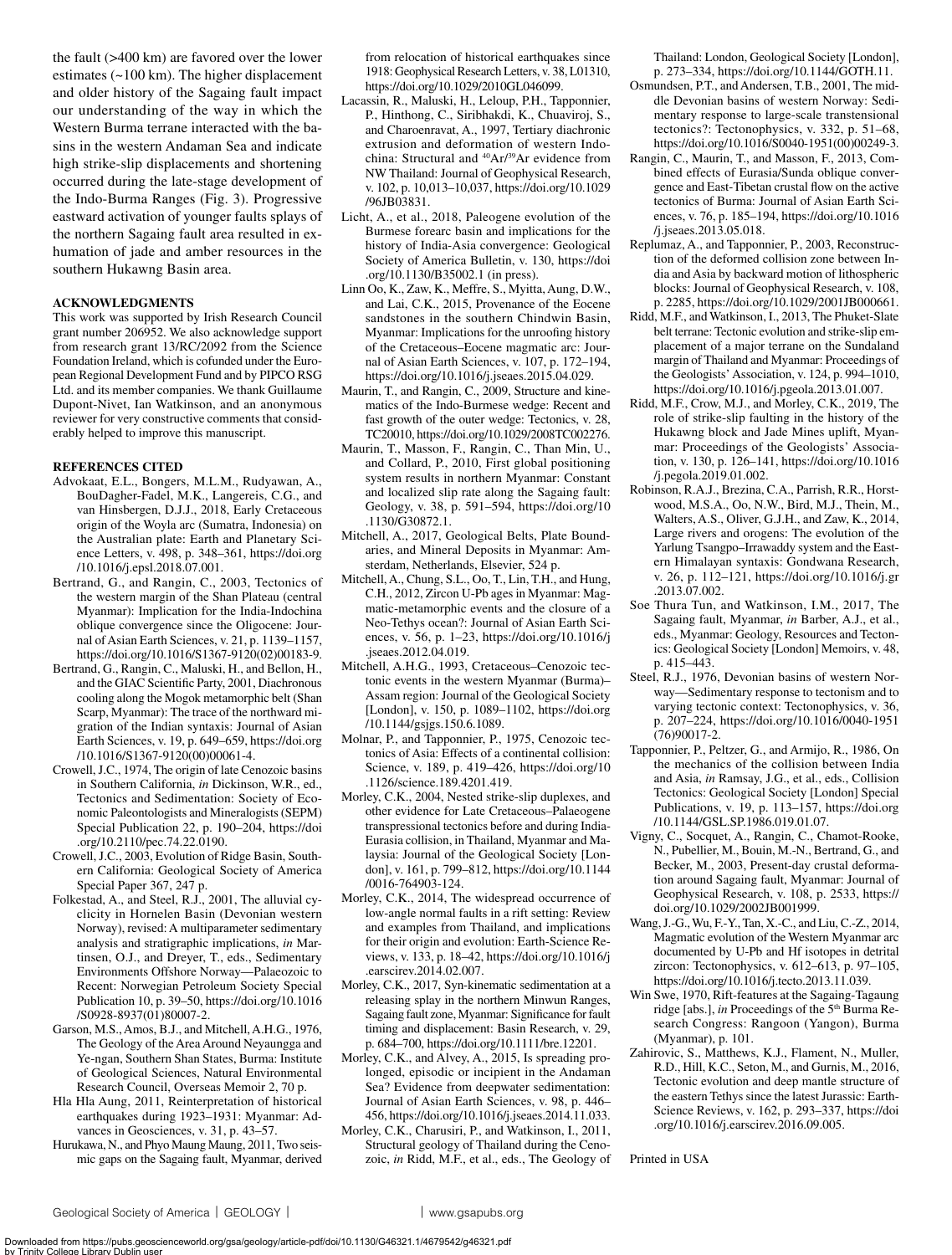the fault (>400 km) are favored over the lower estimates (~100 km). The higher displacement and older history of the Sagaing fault impact our understanding of the way in which the Western Burma terrane interacted with the basins in the western Andaman Sea and indicate high strike-slip displacements and shortening occurred during the late-stage development of the Indo-Burma Ranges (Fig. 3). Progressive eastward activation of younger faults splays of the northern Sagaing fault area resulted in exhumation of jade and amber resources in the southern Hukawng Basin area.

## ACKNOWLEDGMENTS

This work was supported by Irish Research Council grant number 206952. We also acknowledge support from research grant 13/RC/2092 from the Science Foundation Ireland, which is cofunded under the European Regional Development Fund and by PIPCO RSG Ltd. and its member companies. We thank Guillaume Dupont-Nivet, Ian Watkinson, and an anonymous reviewer for very constructive comments that considerably helped to improve this manuscript.

## REFERENCES CITED

- Advokaat, E.L., Bongers, M.L.M., Rudyawan, A., BouDagher-Fadel, M.K., Langereis, C.G., and van Hinsbergen, D.J.J., 2018, Early Cretaceous origin of the Woyla arc (Sumatra, Indonesia) on the Australian plate: Earth and Planetary Science Letters, v. 498, p. 348–361, https://doi.org/10.1016/j.epsl.2018.07.001.
- Bertrand, G., and Rangin, C., 2003, Tectonics of the western margin of the Shan Plateau (central Myanmar): Implication for the India-Indochina oblique convergence since the Oligocene: Journal of Asian Earth Sciences, v. 21, p. 1139–1157, https://doi.org/10.1016/S1367-9120(02)00183-9.
- Bertrand, G., Rangin, C., Maluski, H., and Bellon, H., and the GIAC Scientific Party, 2001, Diachronous cooling along the Mogok metamorphic belt (Shan Scarp, Myanmar): The trace of the northward migration of the Indian syntaxis: Journal of Asian Earth Sciences, v. 19, p. 649–659, https://doi.org/10.1016/S1367-9120(00)00061-4.
- Crowell, J.C., 1974, The origin of late Cenozoic basins in Southern California, *in* Dickinson, W.R., ed., Tectonics and Sedimentation: Society of Economic Paleontologists and Mineralogists (SEPM) Special Publication 22, p. 190–204, https://doi.org/10.2110/pec.74.22.0190.
- Crowell, J.C., 2003, Evolution of Ridge Basin, Southern California: Geological Society of America Special Paper 367, 247 p.
- Folkestad, A., and Steel, R.J., 2001, The alluvial cyclicity in Hornelen Basin (Devonian western Norway), revised: A multiparameter sedimentary analysis and stratigraphic implications, *in* Martinsen, O.J., and Dreyer, T., eds., Sedimentary Environments Offshore Norway—Palaeozoic to Recent: Norwegian Petroleum Society Special Publication 10, p. 39–50, https://doi.org/10.1016/S0928-8937(01)80007-2.
- Garson, M.S., Amos, B.J., and Mitchell, A.H.G., 1976, The Geology of the Area Around Neyaungga and Ye-ngan, Southern Shan States, Burma: Institute of Geological Sciences, Natural Environmental Research Council, Overseas Memoir 2, 70 p.
- Hla Hla Aung, 2011, Reinterpretation of historical earthquakes during 1923–1931: Myanmar: Advances in Geosciences, v. 31, p. 43–57.
- Hurukawa, N., and Phyo Maung Maung, 2011, Two seismic gaps on the Sagaing fault, Myanmar, derived from relocation of historical earthquakes since 1918: Geophysical Research Letters, v. 38, L01310, https://doi.org/10.1029/2010GL046099.
- Lacassin, R., Maluski, H., Leloup, P.H., Tapponnier, P., Hinthong, C., Siribhakdi, K., Chuaviroj, S., and Charoenravat, A., 1997, Tertiary diachronic extrusion and deformation of western Indochina: Structural and $^{40}$Ar/$^{39}$Ar evidence from NW Thailand: Journal of Geophysical Research, v. 102, p. 10,013–10,037, https://doi.org/10.1029/96JB03831.
- Licht, A., et al., 2018, Paleogene evolution of the Burmese forearc basin and implications for the history of India-Asia convergence: Geological Society of America Bulletin, v. 130, https://doi.org/10.1130/B35002.1 (in press).
- Linn Oo, K., Zaw, K., Meffre, S., Myitta, Aung, D.W., and Lai, C.K., 2015, Provenance of the Eocene sandstones in the southern Chindwin Basin, Myanmar: Implications for the unroofing history of the Cretaceous–Eocene magmatic arc: Journal of Asian Earth Sciences, v. 107, p. 172–194, https://doi.org/10.1016/j.jseaes.2015.04.029.
- Maurin, T., and Rangin, C., 2009, Structure and kinematics of the Indo-Burmese wedge: Recent and fast growth of the outer wedge: Tectonics, v. 28, TC20010, https://doi.org/10.1029/2008TC002276.
- Maurin, T., Masson, F., Rangin, C., Than Min, U., and Collard, P., 2010, First global positioning system results in northern Myanmar: Constant and localized slip rate along the Sagaing fault: Geology, v. 38, p. 591–594, https://doi.org/10.1130/G30872.1.
- Mitchell, A., 2017, Geological Belts, Plate Boundaries, and Mineral Deposits in Myanmar: Amsterdam, Netherlands, Elsevier, 524 p.
- Mitchell, A., Chung, S.L., Oo, T., Lin, T.H., and Hung, C.H., 2012, Zircon U-Pb ages in Myanmar: Magmatic-metamorphic events and the closure of a Neo-Tethys ocean?: Journal of Asian Earth Sciences, v. 56, p. 1–23, https://doi.org/10.1016/j.jseaes.2012.04.019.
- Mitchell, A.H.G., 1993, Cretaceous–Cenozoic tectonic events in the western Myanmar (Burma)–Assam region: Journal of the Geological Society [London], v. 150, p. 1089–1102, https://doi.org/10.1144/gsjgs.150.6.1089.
- Molnar, P., and Tapponnier, P., 1975, Cenozoic tectonics of Asia: Effects of a continental collision: Science, v. 189, p. 419–426, https://doi.org/10.1126/science.189.4201.419.
- Morley, C.K., 2004, Nested strike-slip duplexes, and other evidence for Late Cretaceous–Palaeogene transpressional tectonics before and during India-Eurasia collision, in Thailand, Myanmar and Malaysia: Journal of the Geological Society [London], v. 161, p. 799–812, https://doi.org/10.1144/0016-764903-124.
- Morley, C.K., 2014, The widespread occurrence of low-angle normal faults in a rift setting: Review and examples from Thailand, and implications for their origin and evolution: Earth-Science Reviews, v. 133, p. 18–42, https://doi.org/10.1016/j.earscirev.2014.02.007.
- Morley, C.K., 2017, Syn-kinematic sedimentation at a releasing splay in the northern Minwun Ranges, Sagaing fault zone, Myanmar: Significance for fault timing and displacement: Basin Research, v. 29, p. 684–700, https://doi.org/10.1111/bre.12201.
- Morley, C.K., and Alvey, A., 2015, Is spreading prolonged, episodic or incipient in the Andaman Sea? Evidence from deepwater sedimentation: Journal of Asian Earth Sciences, v. 98, p. 446–456, https://doi.org/10.1016/j.jseaes.2014.11.033.
- Morley, C.K., Charusiri, P., and Watkinson, I., 2011, Structural geology of Thailand during the Cenozoic, *in* Ridd, M.F., et al., eds., The Geology of Thailand: London, Geological Society [London], p. 273–334, https://doi.org/10.1144/GOTH.11.
- Osmundsen, P.T., and Andersen, T.B., 2001, The middle Devonian basins of western Norway: Sedimentary response to large-scale transtensional tectonics?: Tectonophysics, v. 332, p. 51–68, https://doi.org/10.1016/S0040-1951(00)00249-3.
- Rangin, C., Maurin, T., and Masson, F., 2013, Combined effects of Eurasia/Sunda oblique convergence and East-Tibetan crustal flow on the active tectonics of Burma: Journal of Asian Earth Sciences, v. 76, p. 185–194, https://doi.org/10.1016/j.jseaes.2013.05.018.
- Replumaz, A., and Tapponnier, P., 2003, Reconstruction of the deformed collision zone between India and Asia by backward motion of lithospheric blocks: Journal of Geophysical Research, v. 108, p. 2285, https://doi.org/10.1029/2001JB000661.
- Ridd, M.F., and Watkinson, I., 2013, The Phuket-Slate belt terrane: Tectonic evolution and strike-slip emplacement of a major terrane on the Sundaland margin of Thailand and Myanmar: Proceedings of the Geologists' Association, v. 124, p. 994–1010, https://doi.org/10.1016/j.pgeola.2013.01.007.
- Ridd, M.F., Crow, M.J., and Morley, C.K., 2019, The role of strike-slip faulting in the history of the Hukawng block and Jade Mines uplift, Myanmar: Proceedings of the Geologists' Association, v. 130, p. 126–141, https://doi.org/10.1016/j.pegola.2019.01.002.
- Robinson, R.A.J., Brezina, C.A., Parrish, R.R., Horstwood, M.S.A., Oo, N.W., Bird, M.J., Thein, M., Walters, A.S., Oliver, G.J.H., and Zaw, K., 2014, Large rivers and orogens: The evolution of the Yarlung Tsangpo–Irrawaddy system and the Eastern Himalayan syntaxis: Gondwana Research, v. 26, p. 112–121, https://doi.org/10.1016/j.gr.2013.07.002.
- Soe Thura Tun, and Watkinson, I.M., 2017, The Sagaing fault, Myanmar, *in* Barber, A.J., et al., eds., Myanmar: Geology, Resources and Tectonics: Geological Society [London] Memoirs, v. 48, p. 415–443.
- Steel, R.J., 1976, Devonian basins of western Norway—Sedimentary response to tectonism and to varying tectonic context: Tectonophysics, v. 36, p. 207–224, https://doi.org/10.1016/0040-1951(76)90017-2.
- Tapponnier, P., Peltzer, G., and Armijo, R., 1986, On the mechanics of the collision between India and Asia, *in* Ramsay, J.G., et al., eds., Collision Tectonics: Geological Society [London] Special Publications, v. 19, p. 113–157, https://doi.org/10.1144/GSL.SP.1986.019.01.07.
- Vigny, C., Socquet, A., Rangin, C., Chamot-Rooke, N., Pubellier, M., Bouin, M.-N., Bertrand, G., and Becker, M., 2003, Present-day crustal deformation around Sagaing fault, Myanmar: Journal of Geophysical Research, v. 108, p. 2533, https://doi.org/10.1029/2002JB001999.
- Wang, J.-G., Wu, F.-Y., Tan, X.-C., and Liu, C.-Z., 2014, Magmatic evolution of the Western Myanmar arc documented by U-Pb and Hf isotopes in detrital zircon: Tectonophysics, v. 612–613, p. 97–105, https://doi.org/10.1016/j.tecto.2013.11.039.
- Win Swe, 1970, Rift-features at the Sagaing-Tagaung ridge [abs.], *in* Proceedings of the 5th Burma Research Congress: Rangoon (Yangon), Burma (Myanmar), p. 101.
- Zahirovic, S., Matthews, K.J., Flament, N., Muller, R.D., Hill, K.C., Seton, M., and Gurnis, M., 2016, Tectonic evolution and deep mantle structure of the eastern Tethys since the latest Jurassic: Earth-Science Reviews, v. 162, p. 293–337, https://doi.org/10.1016/j.earscirev.2016.09.005.

Printed in USA